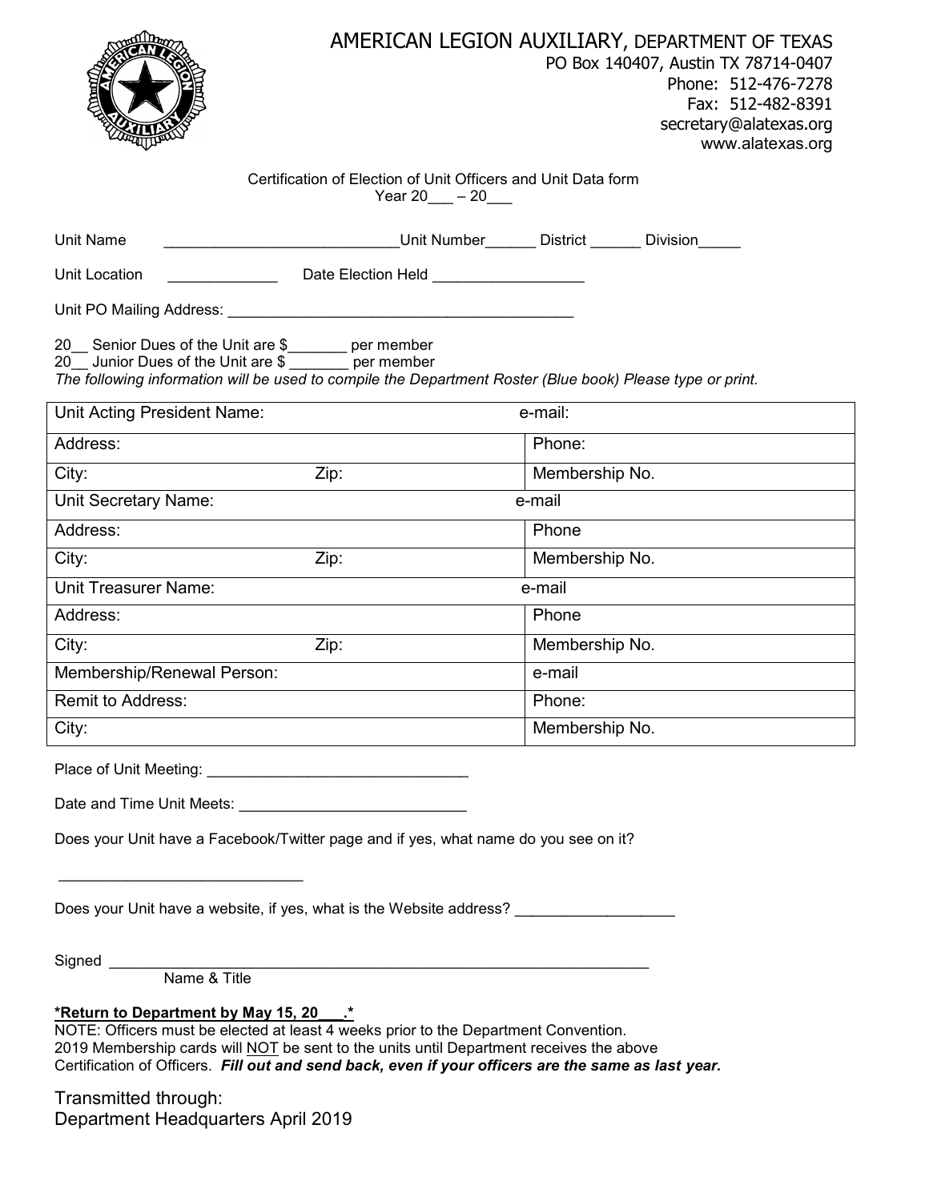# AMERICAN LEGION AUXILIARY, DEPARTMENT OF TEXAS

PO Box 140407, Austin TX 78714-0407
Phone: 512-476-7278
Fax: 512-482-8391
secretary@alatexas.org
www.alatexas.org

Certification of Election of Unit Officers and Unit Data form
Year 20___ – 20___

Unit Name ____________________________Unit Number______ District ______ Division_____

Unit Location _____________ Date Election Held __________________

Unit PO Mailing Address: ___________________________________________

20__ Senior Dues of the Unit are $_______ per member
20__ Junior Dues of the Unit are $ _______ per member
*The following information will be used to compile the Department Roster (Blue book) Please type or print.*

| Unit Acting President Name: | | e-mail: |
|---|---|---|
| Address: | | Phone: |
| City: | Zip: | Membership No. |
| Unit Secretary Name: | | e-mail |
| Address: | | Phone |
| City: | Zip: | Membership No. |
| Unit Treasurer Name: | | e-mail |
| Address: | | Phone |
| City: | Zip: | Membership No. |
| Membership/Renewal Person: | | e-mail |
| Remit to Address: | | Phone: |
| City: | | Membership No. |

Place of Unit Meeting: _______________________________

Date and Time Unit Meets: ___________________________

Does your Unit have a Facebook/Twitter page and if yes, what name do you see on it?

_____________________________

Does your Unit have a website, if yes, what is the Website address? ___________________

Signed ____________________________________________________________________
Name & Title

**\*Return to Department by May 15, 20\_\_\_.\***
NOTE: Officers must be elected at least 4 weeks prior to the Department Convention.
2019 Membership cards will NOT be sent to the units until Department receives the above Certification of Officers. ***Fill out and send back, even if your officers are the same as last year.***

Transmitted through:
Department Headquarters April 2019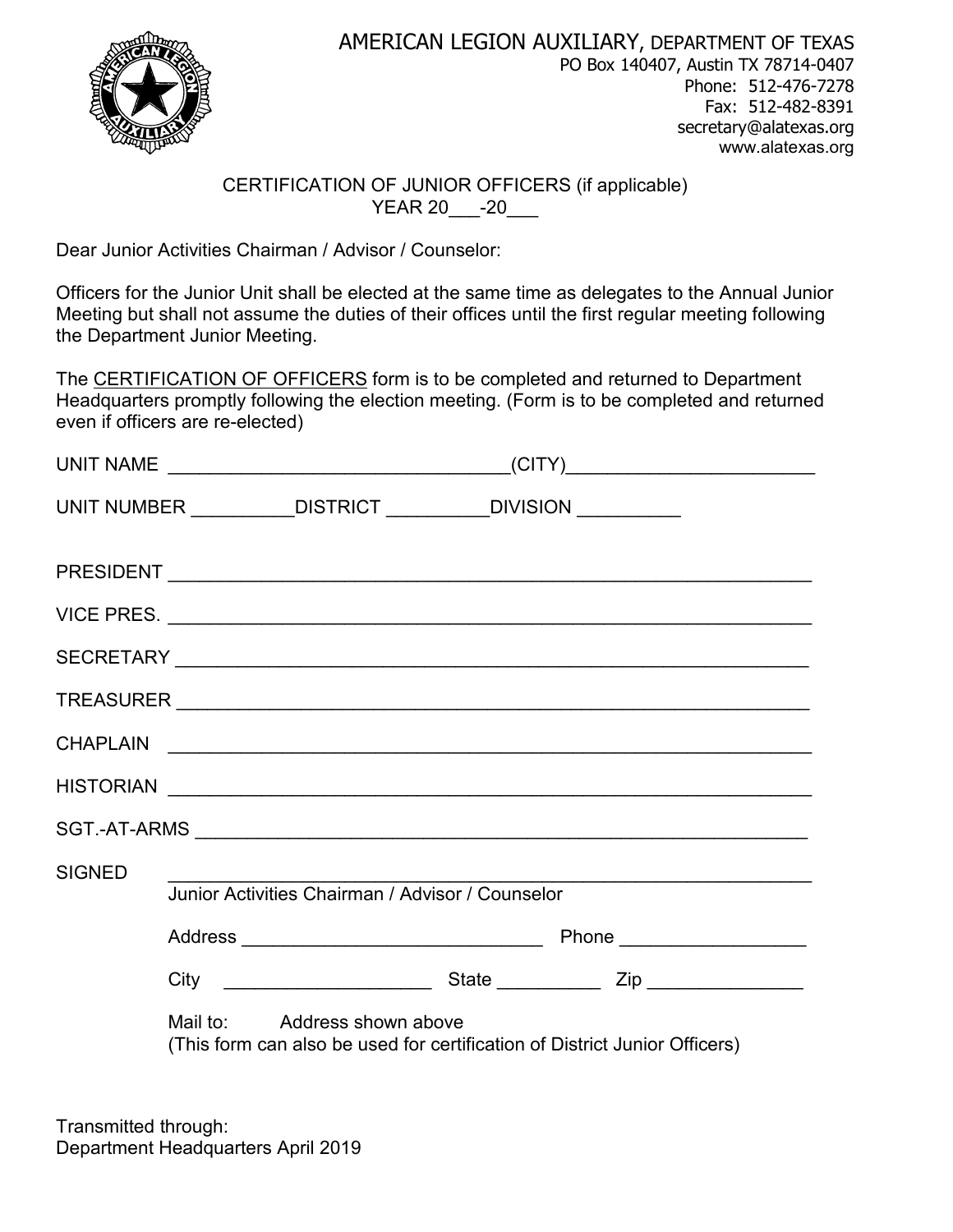AMERICAN LEGION AUXILIARY, DEPARTMENT OF TEXAS
PO Box 140407, Austin TX 78714-0407
Phone: 512-476-7278
Fax: 512-482-8391
secretary@alatexas.org
www.alatexas.org

CERTIFICATION OF JUNIOR OFFICERS (if applicable)
YEAR 20___-20___

Dear Junior Activities Chairman / Advisor / Counselor:

Officers for the Junior Unit shall be elected at the same time as delegates to the Annual Junior Meeting but shall not assume the duties of their offices until the first regular meeting following the Department Junior Meeting.

The CERTIFICATION OF OFFICERS form is to be completed and returned to Department Headquarters promptly following the election meeting. (Form is to be completed and returned even if officers are re-elected)

UNIT NAME ________________________________(CITY)_______________________

UNIT NUMBER _________DISTRICT _________DIVISION _________

PRESIDENT _____________________________________________________________

VICE PRES. _____________________________________________________________

SECRETARY ____________________________________________________________

TREASURER ____________________________________________________________

CHAPLAIN _____________________________________________________________

HISTORIAN _____________________________________________________________

SGT.-AT-ARMS __________________________________________________________

SIGNED _____________________________________________________________
Junior Activities Chairman / Advisor / Counselor

Address ____________________________ Phone _________________

City ___________________ State _________ Zip ______________

Mail to: Address shown above
(This form can also be used for certification of District Junior Officers)

Transmitted through:
Department Headquarters April 2019